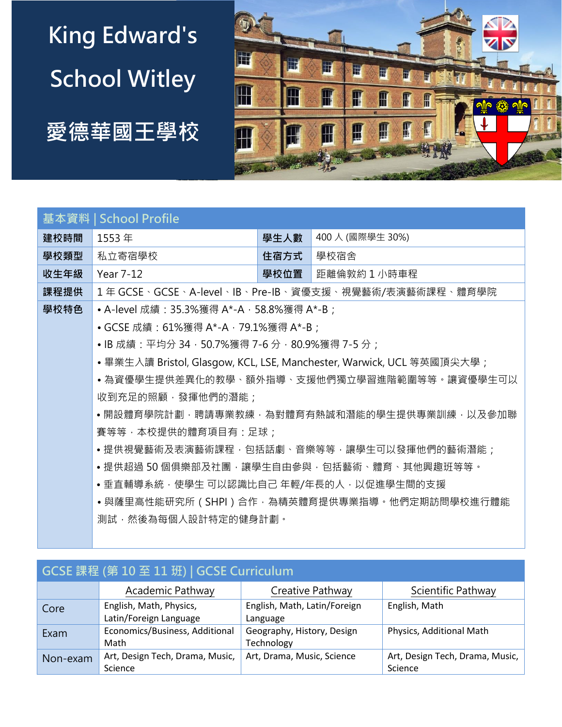# King Edward's School Witley

# 愛德華國王學校

## 基本資料 | School Profile

| | | | |
|---|---|---|---|
| **建校時間** | 1553 年 | **學生人數** | 400 人 (國際學生 30%) |
| **學校類型** | 私立寄宿學校 | **住宿方式** | 學校宿舍 |
| **收生年級** | Year 7-12 | **學校位置** | 距離倫敦約 1 小時車程 |
| **課程提供** | 1 年 GCSE、GCSE、A-level、IB、Pre-IB、資優支援、視覺藝術/表演藝術課程、體育學院 | | |
| **學校特色** | • A-level 成績：35.3%獲得 A*-A，58.8%獲得 A*-B；<br>• GCSE 成績：61%獲得 A*-A，79.1%獲得 A*-B；<br>• IB 成績：平均分 34，50.7%獲得 7-6 分，80.9%獲得 7-5 分；<br>• 畢業生入讀 Bristol, Glasgow, KCL, LSE, Manchester, Warwick, UCL 等英國頂尖大學；<br>• 為資優學生提供差異化的教學、額外指導、支援他們獨立學習進階範圍等等。讓資優學生可以收到充足的照顧，發揮他們的潛能；<br>• 開設體育學院計劃，聘請專業教練，為對體育有熱誠和潛能的學生提供專業訓練，以及參加聯賽等等，本校提供的體育項目有：足球；<br>• 提供視覺藝術及表演藝術課程，包括話劇、音樂等等，讓學生可以發揮他們的藝術潛能；<br>• 提供超過 50 個俱樂部及社團，讓學生自由參與，包括藝術、體育、其他興趣班等等。<br>• 垂直輔導系統，使學生 可以認識比自己 年輕/年長的人，以促進學生間的支援<br>• 與薩里高性能研究所（SHPI）合作，為精英體育提供專業指導。他們定期訪問學校進行體能測試，然後為每個人設計特定的健身計劃。 | | |

## GCSE 課程 (第 10 至 11 班) | GCSE Curriculum

| | Academic Pathway | Creative Pathway | Scientific Pathway |
|---|---|---|---|
| Core | English, Math, Physics, Latin/Foreign Language | English, Math, Latin/Foreign Language | English, Math |
| Exam | Economics/Business, Additional Math | Geography, History, Design Technology | Physics, Additional Math |
| Non-exam | Art, Design Tech, Drama, Music, Science | Art, Drama, Music, Science | Art, Design Tech, Drama, Music, Science |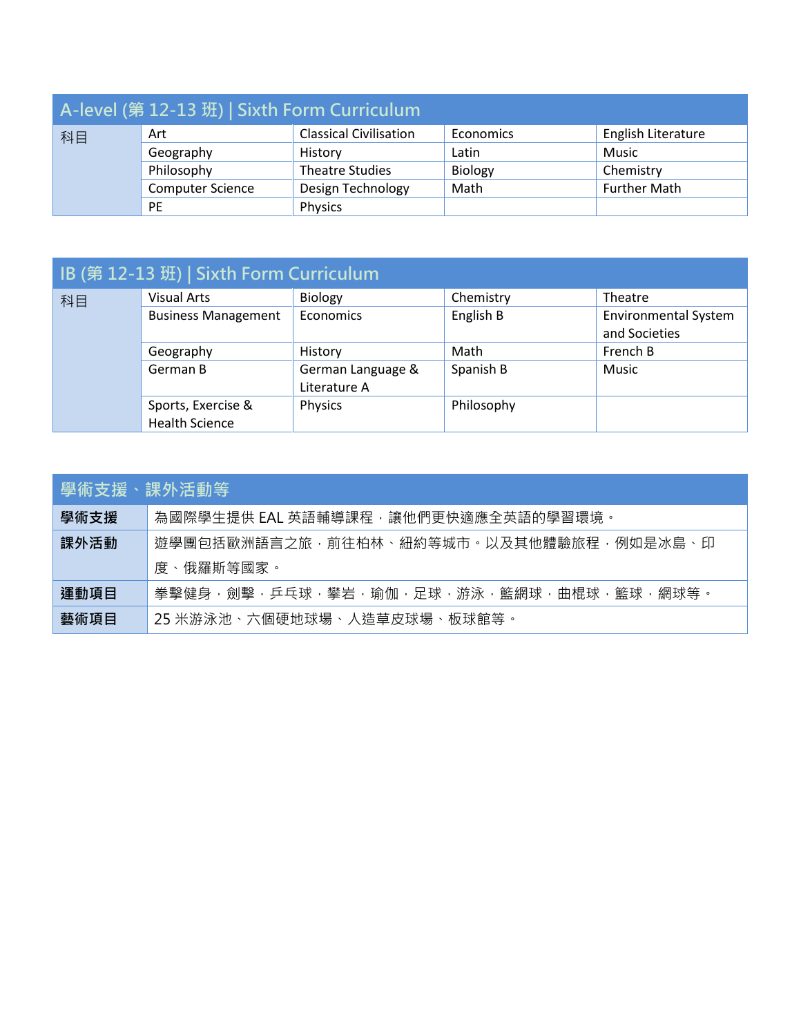## A-level (第 12-13 班) | Sixth Form Curriculum

| | | | | |
|---|---|---|---|---|
| 科目 | Art | Classical Civilisation | Economics | English Literature |
| | Geography | History | Latin | Music |
| | Philosophy | Theatre Studies | Biology | Chemistry |
| | Computer Science | Design Technology | Math | Further Math |
| | PE | Physics | | |

## IB (第 12-13 班) | Sixth Form Curriculum

| | | | | |
|---|---|---|---|---|
| 科目 | Visual Arts | Biology | Chemistry | Theatre |
| | Business Management | Economics | English B | Environmental System and Societies |
| | Geography | History | Math | French B |
| | German B | German Language & Literature A | Spanish B | Music |
| | Sports, Exercise & Health Science | Physics | Philosophy | |

## 學術支援、課外活動等

| | |
|---|---|
| **學術支援** | 為國際學生提供 EAL 英語輔導課程，讓他們更快適應全英語的學習環境。 |
| **課外活動** | 遊學團包括歐洲語言之旅，前往柏林、紐約等城市。以及其他體驗旅程，例如是冰島、印度、俄羅斯等國家。 |
| **運動項目** | 拳擊健身，劍擊，乒乓球，攀岩，瑜伽，足球，游泳，籃網球，曲棍球，籃球，網球等。 |
| **藝術項目** | 25 米游泳池、六個硬地球場、人造草皮球場、板球館等。 |